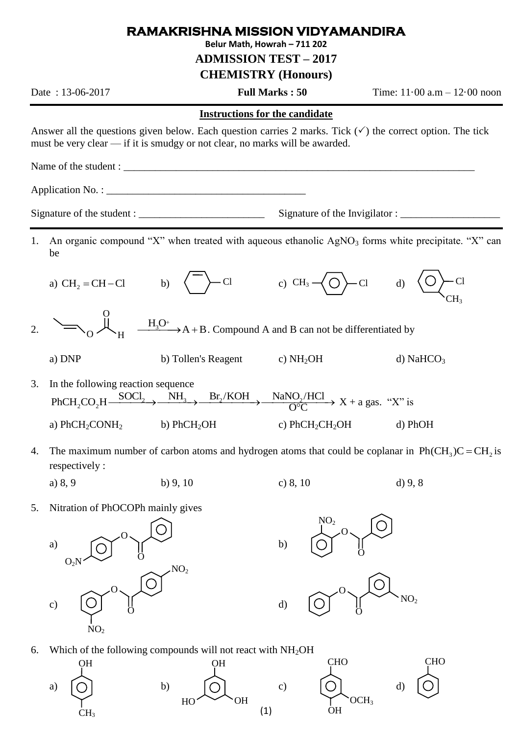# RAMAKRISHNA MISSION VIDYAMANDIRA

**Belur Math, Howrah – 711 202**

## ADMISSION TEST – 2017

## CHEMISTRY (Honours)

Date : 13-06-2017 **Full Marks : 50** Time: 11·00 a.m – 12·00 noon

---

**Instructions for the candidate**

Answer all the questions given below. Each question carries 2 marks. Tick (✓) the correct option. The tick must be very clear — if it is smudgy or not clear, no marks will be awarded.

Name of the student : ____________________________________________

Application No. : ______________________________________

Signature of the student : ________________________ Signature of the Invigilator : ___________________

---

1. An organic compound "X" when treated with aqueous ethanolic $AgNO_3$ forms white precipitate. "X" can be

   a) $CH_2=CH-Cl$ b) 3-chlorocyclohexene (cyclohexene ring with Cl) c) $CH_3-C_6H_4-Cl$ (p-chlorotoluene) d) o-chlorotoluene ($C_6H_4$ with Cl and $CH_3$)

2. $CH_3CH=CH-O-CHO \xrightarrow{H_3O^+} A + B$. Compound A and B can not be differentiated by

   a) DNP b) Tollen's Reagent c) $NH_2OH$ d) $NaHCO_3$

3. In the following reaction sequence

   $$PhCH_2CO_2H \xrightarrow{SOCl_2} \xrightarrow{NH_3} \xrightarrow{Br_2/KOH} \xrightarrow[O°C]{NaNO_2/HCl} X + \text{a gas. "X" is}$$

   a) $PhCH_2CONH_2$ b) $PhCH_2OH$ c) $PhCH_2CH_2OH$ d) $PhOH$

4. The maximum number of carbon atoms and hydrogen atoms that could be coplanar in $Ph(CH_3)C=CH_2$ is respectively :

   a) 8, 9 b) 9, 10 c) 8, 10 d) 9, 8

5. Nitration of PhOCOPh mainly gives

   a) $O_2N-C_6H_4-O-CO-C_6H_5$ (p-nitrophenyl benzoate) b) o-nitrophenyl benzoate ($NO_2$ ortho on the phenoxy ring) c) m-nitrophenyl p-nitrobenzoate ($NO_2$ on both rings) d) phenyl m-nitrobenzoate ($C_6H_5-O-CO-C_6H_4-NO_2$)

6. Which of the following compounds will not react with $NH_2OH$

   a) p-cresol (OH and $CH_3$ para) b) phloroglucinol (1,3,5-trihydroxybenzene) c) vanillin (CHO, $OCH_3$, OH) d) benzaldehyde (CHO)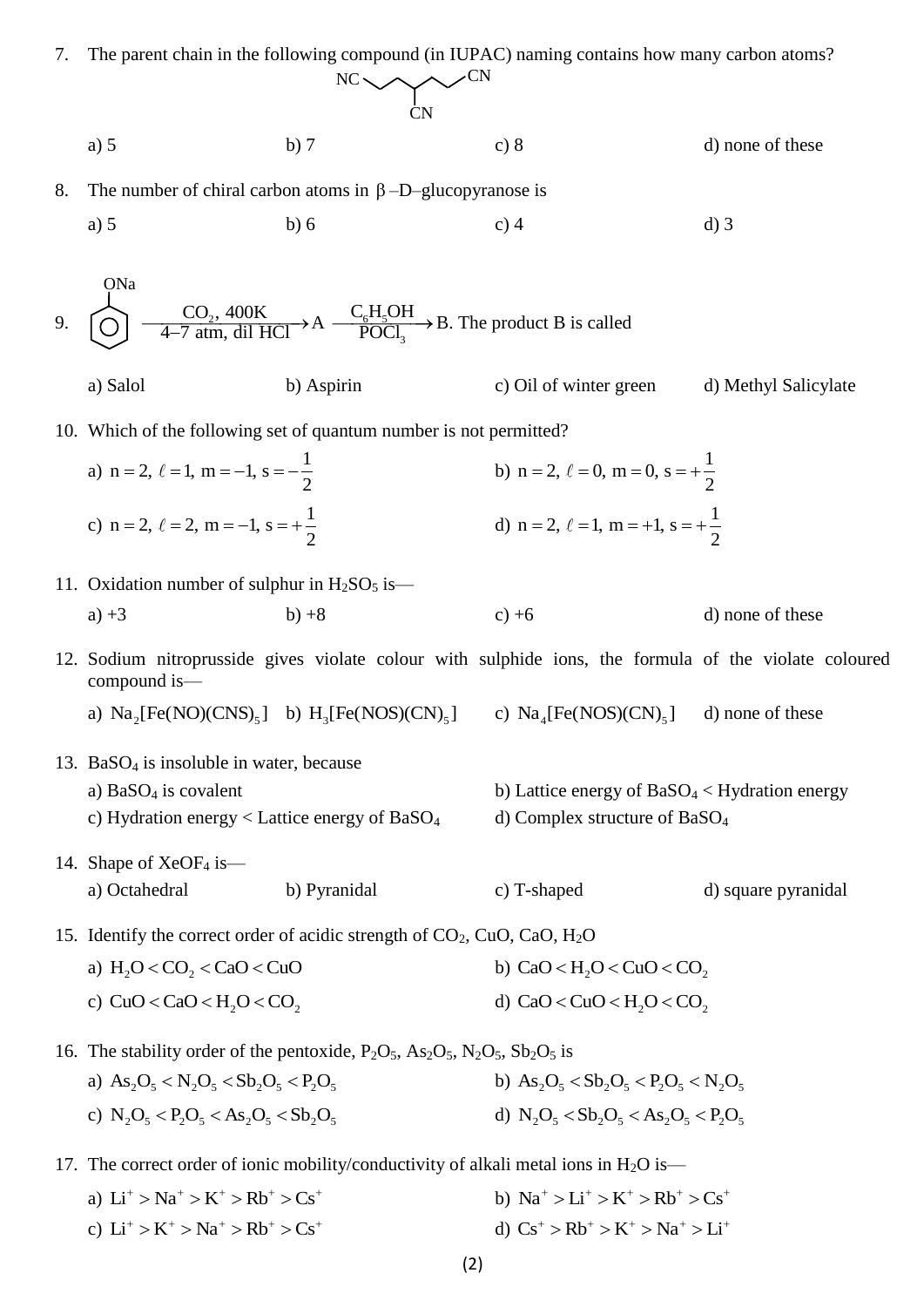7. The parent chain in the following compound (in IUPAC) naming contains how many carbon atoms?

NC–CH₂–CH₂–CH(CN)–CH₂–CH₂–CN

a) 5 b) 7 c) 8 d) none of these

8. The number of chiral carbon atoms in β–D–glucopyranose is

a) 5 b) 6 c) 4 d) 3

9. $C_6H_5ONa \xrightarrow[\text{4–7 atm, dil HCl}]{CO_2,\ 400K} A \xrightarrow[POCl_3]{C_6H_5OH} B$. The product B is called

a) Salol b) Aspirin c) Oil of winter green d) Methyl Salicylate

10. Which of the following set of quantum number is not permitted?

a) $n = 2,\ \ell = 1,\ m = -1,\ s = -\frac{1}{2}$

b) $n = 2,\ \ell = 0,\ m = 0,\ s = +\frac{1}{2}$

c) $n = 2,\ \ell = 2,\ m = -1,\ s = +\frac{1}{2}$

d) $n = 2,\ \ell = 1,\ m = +1,\ s = +\frac{1}{2}$

11. Oxidation number of sulphur in $H_2SO_5$ is—

a) +3 b) +8 c) +6 d) none of these

12. Sodium nitroprusside gives violate colour with sulphide ions, the formula of the violate coloured compound is—

a) $Na_2[Fe(NO)(CNS)_5]$ b) $H_3[Fe(NOS)(CN)_5]$ c) $Na_4[Fe(NOS)(CN)_5]$ d) none of these

13. $BaSO_4$ is insoluble in water, because

a) $BaSO_4$ is covalent

b) Lattice energy of $BaSO_4$ < Hydration energy

c) Hydration energy < Lattice energy of $BaSO_4$

d) Complex structure of $BaSO_4$

14. Shape of $XeOF_4$ is—

a) Octahedral b) Pyranidal c) T-shaped d) square pyranidal

15. Identify the correct order of acidic strength of $CO_2$, CuO, CaO, $H_2O$

a) $H_2O < CO_2 < CaO < CuO$

b) $CaO < H_2O < CuO < CO_2$

c) $CuO < CaO < H_2O < CO_2$

d) $CaO < CuO < H_2O < CO_2$

16. The stability order of the pentoxide, $P_2O_5$, $As_2O_5$, $N_2O_5$, $Sb_2O_5$ is

a) $As_2O_5 < N_2O_5 < Sb_2O_5 < P_2O_5$

b) $As_2O_5 < Sb_2O_5 < P_2O_5 < N_2O_5$

c) $N_2O_5 < P_2O_5 < As_2O_5 < Sb_2O_5$

d) $N_2O_5 < Sb_2O_5 < As_2O_5 < P_2O_5$

17. The correct order of ionic mobility/conductivity of alkali metal ions in $H_2O$ is—

a) $Li^+ > Na^+ > K^+ > Rb^+ > Cs^+$

b) $Na^+ > Li^+ > K^+ > Rb^+ > Cs^+$

c) $Li^+ > K^+ > Na^+ > Rb^+ > Cs^+$

d) $Cs^+ > Rb^+ > K^+ > Na^+ > Li^+$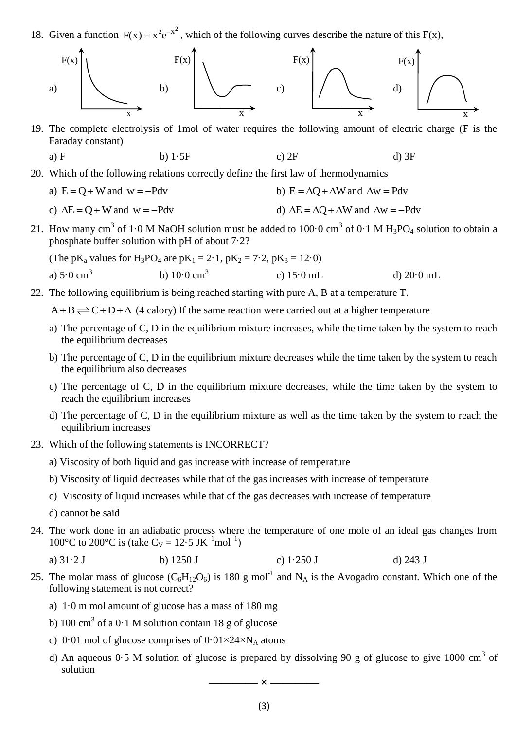18. Given a function $F(x) = x^2e^{-x^2}$, which of the following curves describe the nature of this F(x),

a) F(x) x

b) F(x) x

c) F(x) x

d) F(x) x

19. The complete electrolysis of 1mol of water requires the following amount of electric charge (F is the Faraday constant)

a) F  b) 1·5F  c) 2F  d) 3F

20. Which of the following relations correctly define the first law of thermodynamics

a) $E = Q + W$ and $w = -Pdv$

b) $E = \Delta Q + \Delta W$ and $\Delta w = Pdv$

c) $\Delta E = Q + W$ and $w = -Pdv$

d) $\Delta E = \Delta Q + \Delta W$ and $\Delta w = -Pdv$

21. How many $cm^3$ of 1·0 M NaOH solution must be added to 100·0 $cm^3$ of 0·1 M $H_3PO_4$ solution to obtain a phosphate buffer solution with pH of about 7·2?

(The $pK_a$ values for $H_3PO_4$ are $pK_1$ = 2·1, $pK_2$ = 7·2, $pK_3$ = 12·0)

a) 5·0 $cm^3$  b) 10·0 $cm^3$  c) 15·0 mL  d) 20·0 mL

22. The following equilibrium is being reached starting with pure A, B at a temperature T.

$A + B \rightleftharpoons C + D + \Delta$ (4 calory) If the same reaction were carried out at a higher temperature

a) The percentage of C, D in the equilibrium mixture increases, while the time taken by the system to reach the equilibrium decreases

b) The percentage of C, D in the equilibrium mixture decreases while the time taken by the system to reach the equilibrium also decreases

c) The percentage of C, D in the equilibrium mixture decreases, while the time taken by the system to reach the equilibrium increases

d) The percentage of C, D in the equilibrium mixture as well as the time taken by the system to reach the equilibrium increases

23. Which of the following statements is INCORRECT?

a) Viscosity of both liquid and gas increase with increase of temperature

b) Viscosity of liquid decreases while that of the gas increases with increase of temperature

c) Viscosity of liquid increases while that of the gas decreases with increase of temperature

d) cannot be said

24. The work done in an adiabatic process where the temperature of one mole of an ideal gas changes from 100°C to 200°C is (take $C_V = 12{\cdot}5\ JK^{-1}mol^{-1}$)

a) 31·2 J  b) 1250 J  c) 1·250 J  d) 243 J

25. The molar mass of glucose ($C_6H_{12}O_6$) is 180 g $mol^{-1}$ and $N_A$ is the Avogadro constant. Which one of the following statement is not correct?

a) 1·0 m mol amount of glucose has a mass of 180 mg

b) 100 $cm^3$ of a 0·1 M solution contain 18 g of glucose

c) 0·01 mol of glucose comprises of $0{\cdot}01 \times 24 \times N_A$ atoms

d) An aqueous 0·5 M solution of glucose is prepared by dissolving 90 g of glucose to give 1000 $cm^3$ of solution

———— × ————